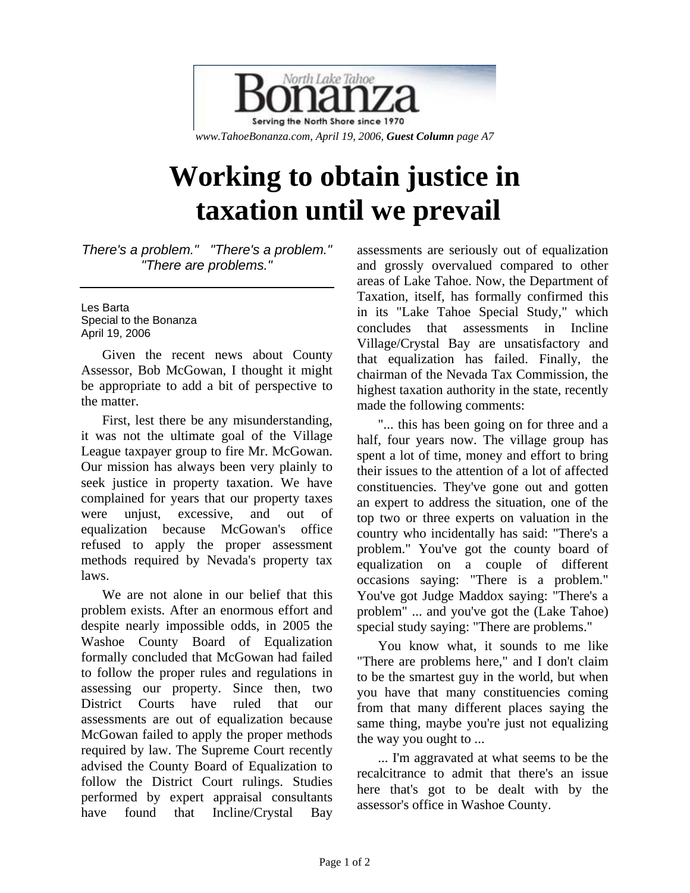North Lake Tahoe **Bonanza**

Serving the North Shore since 1970

*www.TahoeBonanza.com, April 19, 2006, **Guest Column** page A7*

# Working to obtain justice in taxation until we prevail

*There's a problem." "There's a problem." "There are problems."*

---

Les Barta
Special to the Bonanza
April 19, 2006

Given the recent news about County Assessor, Bob McGowan, I thought it might be appropriate to add a bit of perspective to the matter.

First, lest there be any misunderstanding, it was not the ultimate goal of the Village League taxpayer group to fire Mr. McGowan. Our mission has always been very plainly to seek justice in property taxation. We have complained for years that our property taxes were unjust, excessive, and out of equalization because McGowan's office refused to apply the proper assessment methods required by Nevada's property tax laws.

We are not alone in our belief that this problem exists. After an enormous effort and despite nearly impossible odds, in 2005 the Washoe County Board of Equalization formally concluded that McGowan had failed to follow the proper rules and regulations in assessing our property. Since then, two District Courts have ruled that our assessments are out of equalization because McGowan failed to apply the proper methods required by law. The Supreme Court recently advised the County Board of Equalization to follow the District Court rulings. Studies performed by expert appraisal consultants have found that Incline/Crystal Bay assessments are seriously out of equalization and grossly overvalued compared to other areas of Lake Tahoe. Now, the Department of Taxation, itself, has formally confirmed this in its "Lake Tahoe Special Study," which concludes that assessments in Incline Village/Crystal Bay are unsatisfactory and that equalization has failed. Finally, the chairman of the Nevada Tax Commission, the highest taxation authority in the state, recently made the following comments:

"... this has been going on for three and a half, four years now. The village group has spent a lot of time, money and effort to bring their issues to the attention of a lot of affected constituencies. They've gone out and gotten an expert to address the situation, one of the top two or three experts on valuation in the country who incidentally has said: "There's a problem." You've got the county board of equalization on a couple of different occasions saying: "There is a problem." You've got Judge Maddox saying: "There's a problem" ... and you've got the (Lake Tahoe) special study saying: "There are problems."

You know what, it sounds to me like "There are problems here," and I don't claim to be the smartest guy in the world, but when you have that many constituencies coming from that many different places saying the same thing, maybe you're just not equalizing the way you ought to ...

... I'm aggravated at what seems to be the recalcitrance to admit that there's an issue here that's got to be dealt with by the assessor's office in Washoe County.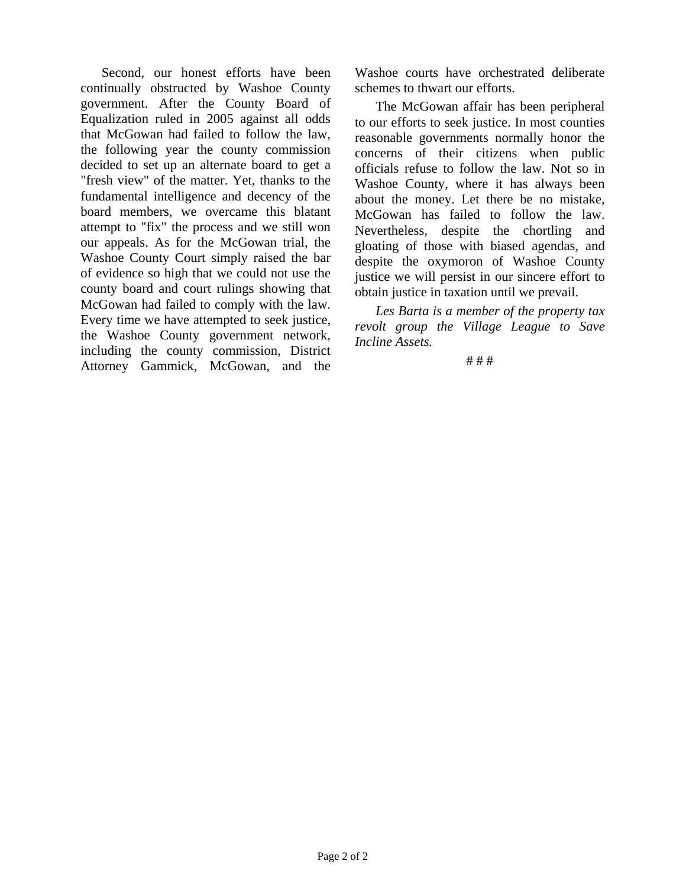Second, our honest efforts have been continually obstructed by Washoe County government. After the County Board of Equalization ruled in 2005 against all odds that McGowan had failed to follow the law, the following year the county commission decided to set up an alternate board to get a "fresh view" of the matter. Yet, thanks to the fundamental intelligence and decency of the board members, we overcame this blatant attempt to "fix" the process and we still won our appeals. As for the McGowan trial, the Washoe County Court simply raised the bar of evidence so high that we could not use the county board and court rulings showing that McGowan had failed to comply with the law. Every time we have attempted to seek justice, the Washoe County government network, including the county commission, District Attorney Gammick, McGowan, and the Washoe courts have orchestrated deliberate schemes to thwart our efforts.

The McGowan affair has been peripheral to our efforts to seek justice. In most counties reasonable governments normally honor the concerns of their citizens when public officials refuse to follow the law. Not so in Washoe County, where it has always been about the money. Let there be no mistake, McGowan has failed to follow the law. Nevertheless, despite the chortling and gloating of those with biased agendas, and despite the oxymoron of Washoe County justice we will persist in our sincere effort to obtain justice in taxation until we prevail.

*Les Barta is a member of the property tax revolt group the Village League to Save Incline Assets.*

# # #